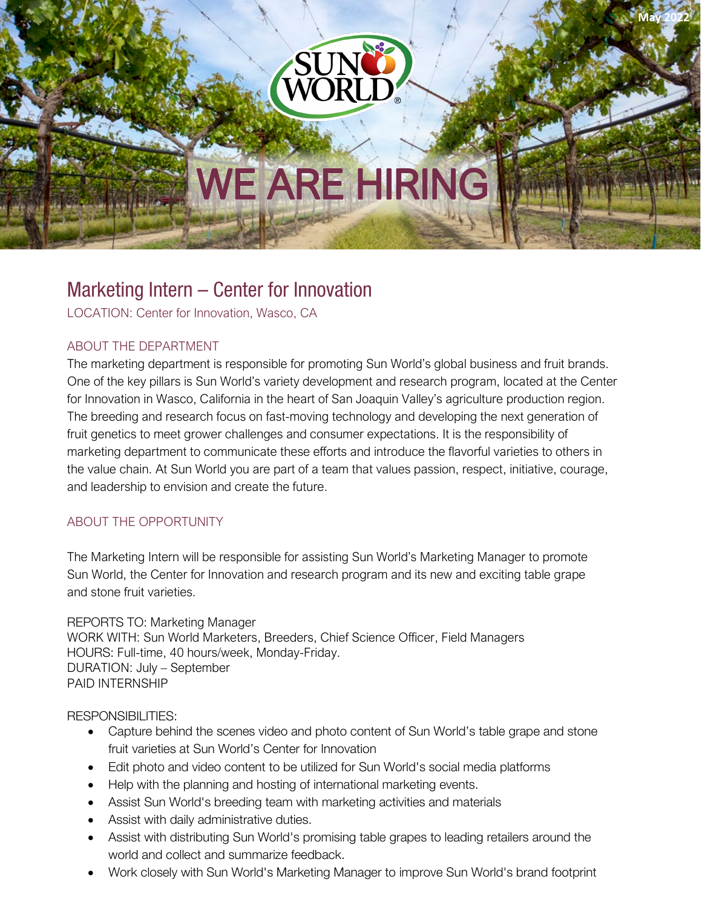May 2022

SUN WORLD

# WE ARE HIRING

## Marketing Intern – Center for Innovation

LOCATION: Center for Innovation, Wasco, CA

### ABOUT THE DEPARTMENT

The marketing department is responsible for promoting Sun World's global business and fruit brands. One of the key pillars is Sun World's variety development and research program, located at the Center for Innovation in Wasco, California in the heart of San Joaquin Valley's agriculture production region. The breeding and research focus on fast-moving technology and developing the next generation of fruit genetics to meet grower challenges and consumer expectations. It is the responsibility of marketing department to communicate these efforts and introduce the flavorful varieties to others in the value chain. At Sun World you are part of a team that values passion, respect, initiative, courage, and leadership to envision and create the future.

### ABOUT THE OPPORTUNITY

The Marketing Intern will be responsible for assisting Sun World's Marketing Manager to promote Sun World, the Center for Innovation and research program and its new and exciting table grape and stone fruit varieties.

REPORTS TO: Marketing Manager
WORK WITH: Sun World Marketers, Breeders, Chief Science Officer, Field Managers
HOURS: Full-time, 40 hours/week, Monday-Friday.
DURATION: July – September
PAID INTERNSHIP

RESPONSIBILITIES:

- Capture behind the scenes video and photo content of Sun World's table grape and stone fruit varieties at Sun World's Center for Innovation
- Edit photo and video content to be utilized for Sun World's social media platforms
- Help with the planning and hosting of international marketing events.
- Assist Sun World's breeding team with marketing activities and materials
- Assist with daily administrative duties.
- Assist with distributing Sun World's promising table grapes to leading retailers around the world and collect and summarize feedback.
- Work closely with Sun World's Marketing Manager to improve Sun World's brand footprint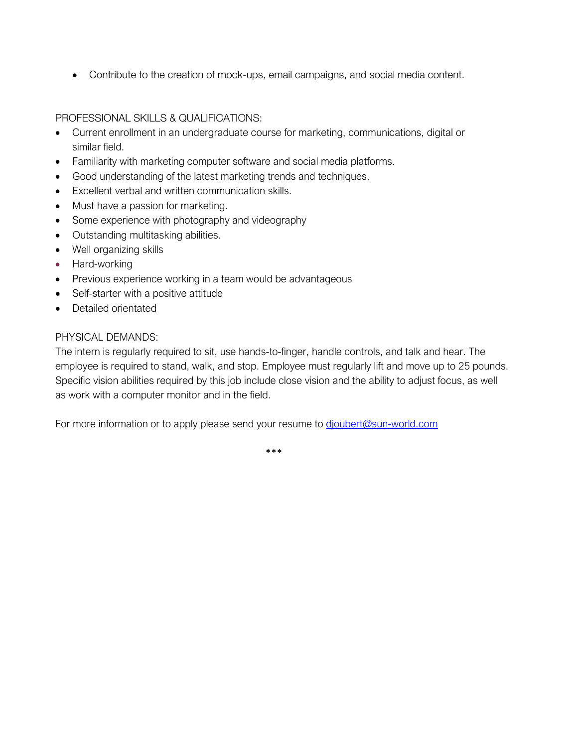- Contribute to the creation of mock-ups, email campaigns, and social media content.

PROFESSIONAL SKILLS & QUALIFICATIONS:

- Current enrollment in an undergraduate course for marketing, communications, digital or similar field.
- Familiarity with marketing computer software and social media platforms.
- Good understanding of the latest marketing trends and techniques.
- Excellent verbal and written communication skills.
- Must have a passion for marketing.
- Some experience with photography and videography
- Outstanding multitasking abilities.
- Well organizing skills
- Hard-working
- Previous experience working in a team would be advantageous
- Self-starter with a positive attitude
- Detailed orientated

PHYSICAL DEMANDS:

The intern is regularly required to sit, use hands-to-finger, handle controls, and talk and hear. The employee is required to stand, walk, and stop. Employee must regularly lift and move up to 25 pounds. Specific vision abilities required by this job include close vision and the ability to adjust focus, as well as work with a computer monitor and in the field.

For more information or to apply please send your resume to djoubert@sun-world.com

***